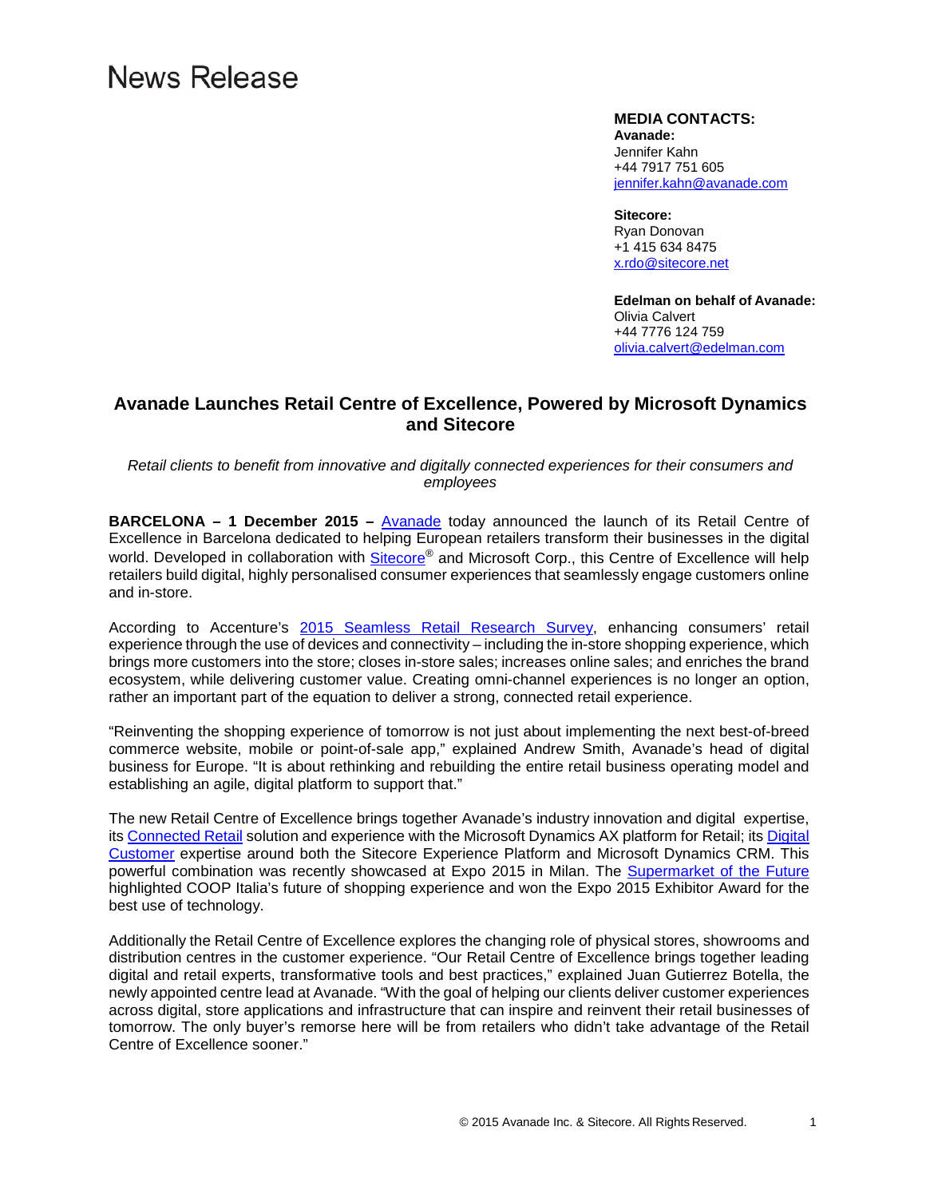# News Release

**MEDIA CONTACTS:**
**Avanade:**
Jennifer Kahn
+44 7917 751 605
jennifer.kahn@avanade.com

**Sitecore:**
Ryan Donovan
+1 415 634 8475
x.rdo@sitecore.net

**Edelman on behalf of Avanade:**
Olivia Calvert
+44 7776 124 759
olivia.calvert@edelman.com

## Avanade Launches Retail Centre of Excellence, Powered by Microsoft Dynamics and Sitecore

*Retail clients to benefit from innovative and digitally connected experiences for their consumers and employees*

**BARCELONA – 1 December 2015 –** Avanade today announced the launch of its Retail Centre of Excellence in Barcelona dedicated to helping European retailers transform their businesses in the digital world. Developed in collaboration with Sitecore® and Microsoft Corp., this Centre of Excellence will help retailers build digital, highly personalised consumer experiences that seamlessly engage customers online and in-store.

According to Accenture's 2015 Seamless Retail Research Survey, enhancing consumers' retail experience through the use of devices and connectivity – including the in-store shopping experience, which brings more customers into the store; closes in-store sales; increases online sales; and enriches the brand ecosystem, while delivering customer value. Creating omni-channel experiences is no longer an option, rather an important part of the equation to deliver a strong, connected retail experience.

"Reinventing the shopping experience of tomorrow is not just about implementing the next best-of-breed commerce website, mobile or point-of-sale app," explained Andrew Smith, Avanade's head of digital business for Europe. "It is about rethinking and rebuilding the entire retail business operating model and establishing an agile, digital platform to support that."

The new Retail Centre of Excellence brings together Avanade's industry innovation and digital expertise, its Connected Retail solution and experience with the Microsoft Dynamics AX platform for Retail; its Digital Customer expertise around both the Sitecore Experience Platform and Microsoft Dynamics CRM. This powerful combination was recently showcased at Expo 2015 in Milan. The Supermarket of the Future highlighted COOP Italia's future of shopping experience and won the Expo 2015 Exhibitor Award for the best use of technology.

Additionally the Retail Centre of Excellence explores the changing role of physical stores, showrooms and distribution centres in the customer experience. "Our Retail Centre of Excellence brings together leading digital and retail experts, transformative tools and best practices," explained Juan Gutierrez Botella, the newly appointed centre lead at Avanade. "With the goal of helping our clients deliver customer experiences across digital, store applications and infrastructure that can inspire and reinvent their retail businesses of tomorrow. The only buyer's remorse here will be from retailers who didn't take advantage of the Retail Centre of Excellence sooner."

© 2015 Avanade Inc. & Sitecore. All Rights Reserved.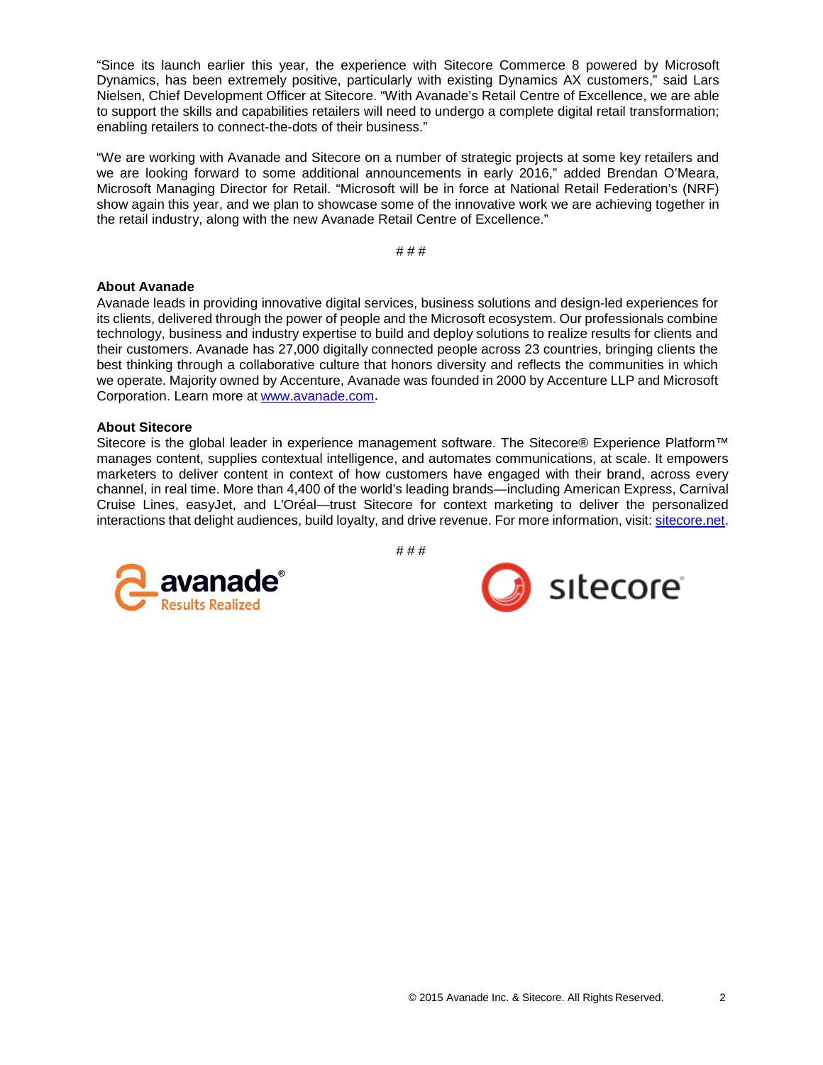"Since its launch earlier this year, the experience with Sitecore Commerce 8 powered by Microsoft Dynamics, has been extremely positive, particularly with existing Dynamics AX customers," said Lars Nielsen, Chief Development Officer at Sitecore. "With Avanade's Retail Centre of Excellence, we are able to support the skills and capabilities retailers will need to undergo a complete digital retail transformation; enabling retailers to connect-the-dots of their business."

"We are working with Avanade and Sitecore on a number of strategic projects at some key retailers and we are looking forward to some additional announcements in early 2016," added Brendan O'Meara, Microsoft Managing Director for Retail. "Microsoft will be in force at National Retail Federation's (NRF) show again this year, and we plan to showcase some of the innovative work we are achieving together in the retail industry, along with the new Avanade Retail Centre of Excellence."

# # #

**About Avanade**
Avanade leads in providing innovative digital services, business solutions and design-led experiences for its clients, delivered through the power of people and the Microsoft ecosystem. Our professionals combine technology, business and industry expertise to build and deploy solutions to realize results for clients and their customers. Avanade has 27,000 digitally connected people across 23 countries, bringing clients the best thinking through a collaborative culture that honors diversity and reflects the communities in which we operate. Majority owned by Accenture, Avanade was founded in 2000 by Accenture LLP and Microsoft Corporation. Learn more at [www.avanade.com](http://www.avanade.com).

**About Sitecore**
Sitecore is the global leader in experience management software. The Sitecore® Experience Platform™ manages content, supplies contextual intelligence, and automates communications, at scale. It empowers marketers to deliver content in context of how customers have engaged with their brand, across every channel, in real time. More than 4,400 of the world's leading brands—including American Express, Carnival Cruise Lines, easyJet, and L'Oréal—trust Sitecore for context marketing to deliver the personalized interactions that delight audiences, build loyalty, and drive revenue. For more information, visit: [sitecore.net](http://sitecore.net).

# # #

avanade® Results Realized

sitecore®

© 2015 Avanade Inc. & Sitecore. All Rights Reserved.